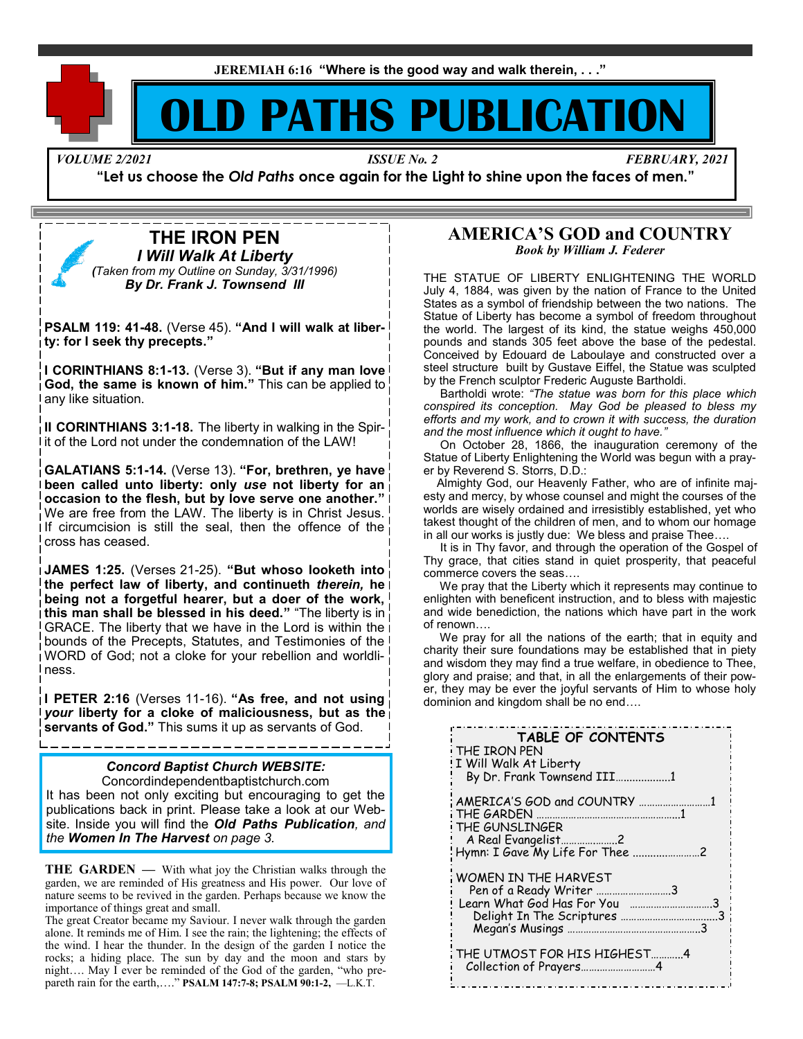**JEREMIAH 6:16 "Where is the good way and walk therein, . . ."**

# OLD PATHS PUBLICATION

*VOLUME 2/2021* *ISSUE No. 2* *FEBRUARY, 2021*

**"Let us choose the *Old Paths* once again for the Light to shine upon the faces of men."**

## THE IRON PEN

***I Will Walk At Liberty***

*(Taken from my Outline on Sunday, 3/31/1996)*

***By Dr. Frank J. Townsend III***

**PSALM 119: 41-48.** (Verse 45). **"And I will walk at liberty: for I seek thy precepts."**

**I CORINTHIANS 8:1-13.** (Verse 3). **"But if any man love God, the same is known of him."** This can be applied to any like situation.

**II CORINTHIANS 3:1-18.** The liberty in walking in the Spirit of the Lord not under the condemnation of the LAW!

**GALATIANS 5:1-14.** (Verse 13). **"For, brethren, ye have been called unto liberty: only *use* not liberty for an occasion to the flesh, but by love serve one another."** We are free from the LAW. The liberty is in Christ Jesus. If circumcision is still the seal, then the offence of the cross has ceased.

**JAMES 1:25.** (Verses 21-25). **"But whoso looketh into the perfect law of liberty, and continueth *therein,* he being not a forgetful hearer, but a doer of the work, this man shall be blessed in his deed."** "The liberty is in GRACE. The liberty that we have in the Lord is within the bounds of the Precepts, Statutes, and Testimonies of the WORD of God; not a cloke for your rebellion and worldliness.

**I PETER 2:16** (Verses 11-16). **"As free, and not using *your* liberty for a cloke of maliciousness, but as the servants of God."** This sums it up as servants of God.

***Concord Baptist Church WEBSITE:***

Concordindependentbaptistchurch.com

It has been not only exciting but encouraging to get the publications back in print. Please take a look at our Website. Inside you will find the ***Old Paths Publication****, and the* ***Women In The Harvest*** *on page 3.*

**THE GARDEN —** With what joy the Christian walks through the garden, we are reminded of His greatness and His power. Our love of nature seems to be revived in the garden. Perhaps because we know the importance of things great and small.

The great Creator became my Saviour. I never walk through the garden alone. It reminds me of Him. I see the rain; the lightening; the effects of the wind. I hear the thunder. In the design of the garden I notice the rocks; a hiding place. The sun by day and the moon and stars by night…. May I ever be reminded of the God of the garden, "who prepareth rain for the earth,…." **PSALM 147:7-8; PSALM 90:1-2,** —L.K.T.

## AMERICA'S GOD and COUNTRY

***Book by William J. Federer***

THE STATUE OF LIBERTY ENLIGHTENING THE WORLD July 4, 1884, was given by the nation of France to the United States as a symbol of friendship between the two nations. The Statue of Liberty has become a symbol of freedom throughout the world. The largest of its kind, the statue weighs 450,000 pounds and stands 305 feet above the base of the pedestal. Conceived by Edouard de Laboulaye and constructed over a steel structure built by Gustave Eiffel, the Statue was sculpted by the French sculptor Frederic Auguste Bartholdi.

Bartholdi wrote: *"The statue was born for this place which conspired its conception. May God be pleased to bless my efforts and my work, and to crown it with success, the duration and the most influence which it ought to have."*

On October 28, 1866, the inauguration ceremony of the Statue of Liberty Enlightening the World was begun with a prayer by Reverend S. Storrs, D.D.:

Almighty God, our Heavenly Father, who are of infinite majesty and mercy, by whose counsel and might the courses of the worlds are wisely ordained and irresistibly established, yet who takest thought of the children of men, and to whom our homage in all our works is justly due: We bless and praise Thee….

It is in Thy favor, and through the operation of the Gospel of Thy grace, that cities stand in quiet prosperity, that peaceful commerce covers the seas….

We pray that the Liberty which it represents may continue to enlighten with beneficent instruction, and to bless with majestic and wide benediction, the nations which have part in the work of renown….

We pray for all the nations of the earth; that in equity and charity their sure foundations may be established that in piety and wisdom they may find a true welfare, in obedience to Thee, glory and praise; and that, in all the enlargements of their power, they may be ever the joyful servants of Him to whose holy dominion and kingdom shall be no end….

### TABLE OF CONTENTS

THE IRON PEN
I Will Walk At Liberty
By Dr. Frank Townsend III....................1

AMERICA'S GOD and COUNTRY ............................1
THE GARDEN ......................................................1
THE GUNSLINGER
A Real Evangelist.....................2
Hymn: I Gave My Life For Thee ........................2

WOMEN IN THE HARVEST
Pen of a Ready Writer ............................3
Learn What God Has For You ...............................3
Delight In The Scriptures ....................................3
Megan's Musings ..................................................3

THE UTMOST FOR HIS HIGHEST............4
Collection of Prayers............................4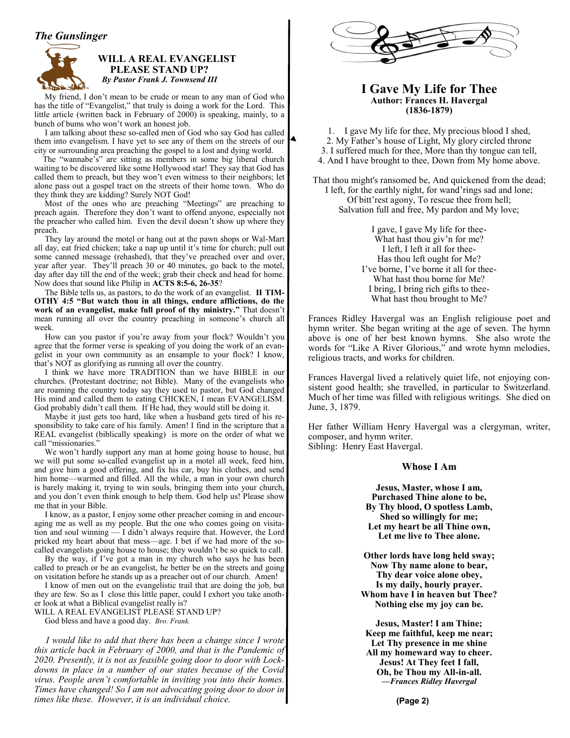*The Gunslinger*

### WILL A REAL EVANGELIST PLEASE STAND UP?

***By Pastor Frank J. Townsend III***

My friend, I don't mean to be crude or mean to any man of God who has the title of "Evangelist," that truly is doing a work for the Lord. This little article (written back in February of 2000) is speaking, mainly, to a bunch of bums who won't work an honest job.

I am talking about these so-called men of God who say God has called them into evangelism. I have yet to see any of them on the streets of our city or surrounding area preaching the gospel to a lost and dying world.

The "wannabe's" are sitting as members in some big liberal church waiting to be discovered like some Hollywood star! They say that God has called them to preach, but they won't even witness to their neighbors; let alone pass out a gospel tract on the streets of their home town. Who do they think they are kidding? Surely NOT God!

Most of the ones who are preaching "Meetings" are preaching to preach again. Therefore they don't want to offend anyone, especially not the preacher who called him. Even the devil doesn't show up where they preach.

They lay around the motel or hang out at the pawn shops or Wal-Mart all day, eat fried chicken; take a nap up until it's time for church; pull out some canned message (rehashed), that they've preached over and over, year after year. They'll preach 30 or 40 minutes, go back to the motel, day after day till the end of the week; grab their check and head for home. Now does that sound like Philip in **ACTS 8:5-6, 26-35**?

The Bible tells us, as pastors, to do the work of an evangelist. **II TIMOTHY 4:5 "But watch thou in all things, endure afflictions, do the work of an evangelist, make full proof of thy ministry."** That doesn't mean running all over the country preaching in someone's church all week.

How can you pastor if you're away from your flock? Wouldn't you agree that the former verse is speaking of you doing the work of an evangelist in your own community as an ensample to your flock? I know, that's NOT as glorifying as running all over the country.

I think we have more TRADITION than we have BIBLE in our churches. (Protestant doctrine; not Bible). Many of the evangelists who are roaming the country today say they used to pastor, but God changed His mind and called them to eating CHICKEN, I mean EVANGELISM. God probably didn't call them. If He had, they would still be doing it.

Maybe it just gets too hard, like when a husband gets tired of his responsibility to take care of his family. Amen! I find in the scripture that a REAL evangelist (biblically speaking) is more on the order of what we call "missionaries."

We won't hardly support any man at home going house to house, but we will put some so-called evangelist up in a motel all week, feed him, and give him a good offering, and fix his car, buy his clothes, and send him home—warmed and filled. All the while, a man in your own church is barely making it, trying to win souls, bringing them into your church, and you don't even think enough to help them. God help us! Please show me that in your Bible.

I know, as a pastor, I enjoy some other preacher coming in and encouraging me as well as my people. But the one who comes going on visitation and soul winning — I didn't always require that. However, the Lord pricked my heart about that mess—age. I bet if we had more of the so-called evangelists going house to house; they wouldn't be so quick to call.

By the way, if I've got a man in my church who says he has been called to preach or be an evangelist, he better be on the streets and going on visitation before he stands up as a preacher out of our church. Amen!

I know of men out on the evangelistic trail that are doing the job, but they are few. So as I close this little paper, could I exhort you take another look at what a Biblical evangelist really is?

WILL A REAL EVANGELIST PLEASE STAND UP?

God bless and have a good day. *Bro. Frank.*

*I would like to add that there has been a change since I wrote this article back in February of 2000, and that is the Pandemic of 2020. Presently, it is not as feasible going door to door with Lockdowns in place in a number of our states because of the Covid virus. People aren't comfortable in inviting you into their homes. Times have changed! So I am not advocating going door to door in times like these. However, it is an individual choice.*

## I Gave My Life for Thee

**Author: Frances H. Havergal (1836-1879)**

1. I gave My life for thee, My precious blood I shed,
2. My Father's house of Light, My glory circled throne
3. I suffered much for thee, More than thy tongue can tell,
4. And I have brought to thee, Down from My home above.

That thou might's ransomed be, And quickened from the dead;
I left, for the earthly night, for wand'rings sad and lone;
Of bitt'rest agony, To rescue thee from hell;
Salvation full and free, My pardon and My love;

I gave, I gave My life for thee-
What hast thou giv'n for me?
I left, I left it all for thee-
Has thou left ought for Me?
I've borne, I've borne it all for thee-
What hast thou borne for Me?
I bring, I bring rich gifts to thee-
What hast thou brought to Me?

Frances Ridley Havergal was an English religiouse poet and hymn writer. She began writing at the age of seven. The hymn above is one of her best known hymns. She also wrote the words for "Like A River Glorious," and wrote hymn melodies, religious tracts, and works for children.

Frances Havergal lived a relatively quiet life, not enjoying consistent good health; she travelled, in particular to Switzerland. Much of her time was filled with religious writings. She died on June, 3, 1879.

Her father William Henry Havergal was a clergyman, writer, composer, and hymn writer.
Sibling: Henry East Havergal.

### Whose I Am

**Jesus, Master, whose I am,**
**Purchased Thine alone to be,**
**By Thy blood, O spotless Lamb,**
**Shed so willingly for me;**
**Let my heart be all Thine own,**
**Let me live to Thee alone.**

**Other lords have long held sway;**
**Now Thy name alone to bear,**
**Thy dear voice alone obey,**
**Is my daily, hourly prayer.**
**Whom have I in heaven but Thee?**
**Nothing else my joy can be.**

**Jesus, Master! I am Thine;**
**Keep me faithful, keep me near;**
**Let Thy presence in me shine**
**All my homeward way to cheer.**
**Jesus! At They feet I fall,**
**Oh, be Thou my All-in-all.**
***—Frances Ridley Havergal***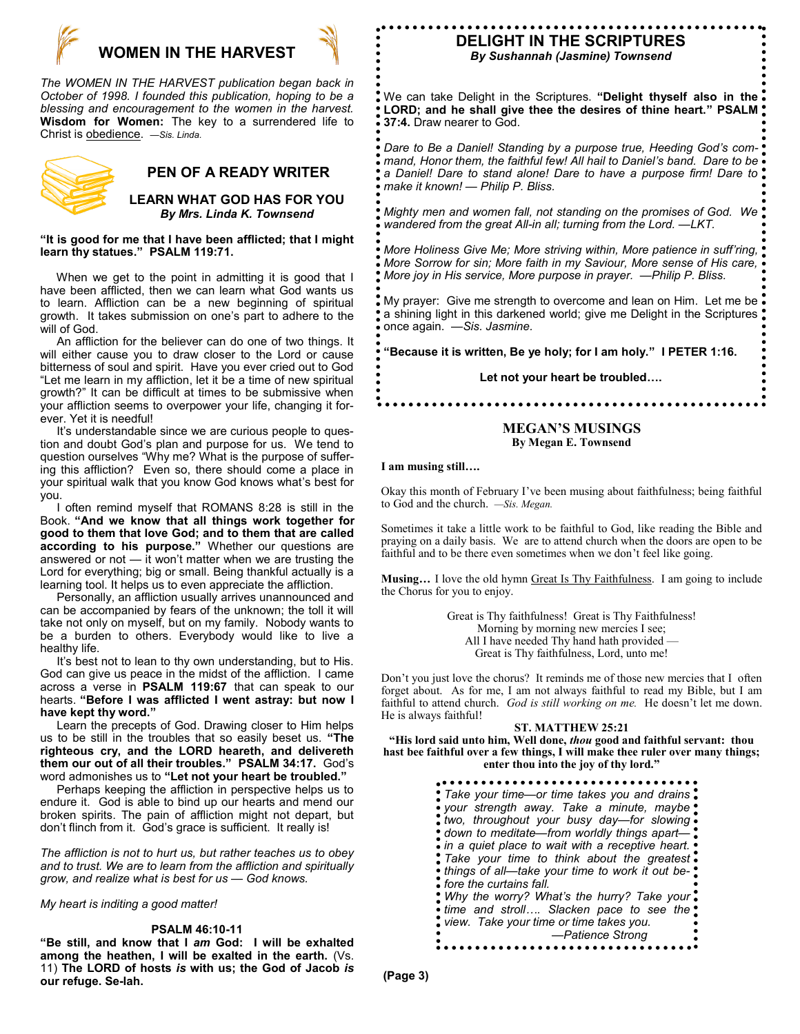## WOMEN IN THE HARVEST

*The WOMEN IN THE HARVEST publication began back in October of 1998. I founded this publication, hoping to be a blessing and encouragement to the women in the harvest.* **Wisdom for Women:** The key to a surrendered life to Christ is obedience. *—Sis. Linda.*

## PEN OF A READY WRITER

### LEARN WHAT GOD HAS FOR YOU

***By Mrs. Linda K. Townsend***

**"It is good for me that I have been afflicted; that I might learn thy statues." PSALM 119:71.**

When we get to the point in admitting it is good that I have been afflicted, then we can learn what God wants us to learn. Affliction can be a new beginning of spiritual growth. It takes submission on one's part to adhere to the will of God.

An affliction for the believer can do one of two things. It will either cause you to draw closer to the Lord or cause bitterness of soul and spirit. Have you ever cried out to God "Let me learn in my affliction, let it be a time of new spiritual growth?" It can be difficult at times to be submissive when your affliction seems to overpower your life, changing it forever. Yet it is needful!

It's understandable since we are curious people to question and doubt God's plan and purpose for us. We tend to question ourselves "Why me? What is the purpose of suffering this affliction? Even so, there should come a place in your spiritual walk that you know God knows what's best for you.

I often remind myself that ROMANS 8:28 is still in the Book. **"And we know that all things work together for good to them that love God; and to them that are called according to his purpose."** Whether our questions are answered or not — it won't matter when we are trusting the Lord for everything; big or small. Being thankful actually is a learning tool. It helps us to even appreciate the affliction.

Personally, an affliction usually arrives unannounced and can be accompanied by fears of the unknown; the toll it will take not only on myself, but on my family. Nobody wants to be a burden to others. Everybody would like to live a healthy life.

It's best not to lean to thy own understanding, but to His. God can give us peace in the midst of the affliction. I came across a verse in **PSALM 119:67** that can speak to our hearts. **"Before I was afflicted I went astray: but now I have kept thy word."**

Learn the precepts of God. Drawing closer to Him helps us to be still in the troubles that so easily beset us. **"The righteous cry, and the LORD heareth, and delivereth them our out of all their troubles." PSALM 34:17.** God's word admonishes us to **"Let not your heart be troubled."**

Perhaps keeping the affliction in perspective helps us to endure it. God is able to bind up our hearts and mend our broken spirits. The pain of affliction might not depart, but don't flinch from it. God's grace is sufficient. It really is!

*The affliction is not to hurt us, but rather teaches us to obey and to trust. We are to learn from the affliction and spiritually grow, and realize what is best for us — God knows.*

*My heart is inditing a good matter!*

**PSALM 46:10-11**

**"Be still, and know that I *am* God: I will be exhalted among the heathen, I will be exalted in the earth.** (Vs. 11) **The LORD of hosts *is* with us; the God of Jacob *is* our refuge. Se-lah.**

## DELIGHT IN THE SCRIPTURES

***By Sushannah (Jasmine) Townsend***

We can take Delight in the Scriptures. **"Delight thyself also in the LORD; and he shall give thee the desires of thine heart." PSALM 37:4.** Draw nearer to God.

*Dare to Be a Daniel! Standing by a purpose true, Heeding God's command, Honor them, the faithful few! All hail to Daniel's band. Dare to be a Daniel! Dare to stand alone! Dare to have a purpose firm! Dare to make it known! — Philip P. Bliss.*

*Mighty men and women fall, not standing on the promises of God. We wandered from the great All-in all; turning from the Lord. —LKT.*

*More Holiness Give Me; More striving within, More patience in suff'ring, More Sorrow for sin; More faith in my Saviour, More sense of His care, More joy in His service, More purpose in prayer. —Philip P. Bliss.*

My prayer: Give me strength to overcome and lean on Him. Let me be a shining light in this darkened world; give me Delight in the Scriptures once again. *—Sis. Jasmine.*

**"Because it is written, Be ye holy; for I am holy." I PETER 1:16.**

**Let not your heart be troubled….**

## MEGAN'S MUSINGS

**By Megan E. Townsend**

**I am musing still….**

Okay this month of February I've been musing about faithfulness; being faithful to God and the church. *—Sis. Megan.*

Sometimes it take a little work to be faithful to God, like reading the Bible and praying on a daily basis. We are to attend church when the doors are open to be faithful and to be there even sometimes when we don't feel like going.

**Musing…** I love the old hymn Great Is Thy Faithfulness. I am going to include the Chorus for you to enjoy.

Great is Thy faithfulness! Great is Thy Faithfulness!
Morning by morning new mercies I see;
All I have needed Thy hand hath provided —
Great is Thy faithfulness, Lord, unto me!

Don't you just love the chorus? It reminds me of those new mercies that I often forget about. As for me, I am not always faithful to read my Bible, but I am faithful to attend church. *God is still working on me.* He doesn't let me down. He is always faithful!

**ST. MATTHEW 25:21**

**"His lord said unto him, Well done, *thou* good and faithful servant: thou hast bee faithful over a few things, I will make thee ruler over many things; enter thou into the joy of thy lord."**

*Take your time—or time takes you and drains your strength away. Take a minute, maybe two, throughout your busy day—for slowing down to meditate—from worldly things apart—in a quiet place to wait with a receptive heart. Take your time to think about the greatest things of all—take your time to work it out before the curtains fall. Why the worry? What's the hurry? Take your time and stroll…. Slacken pace to see the view. Take your time or time takes you.*
*—Patience Strong*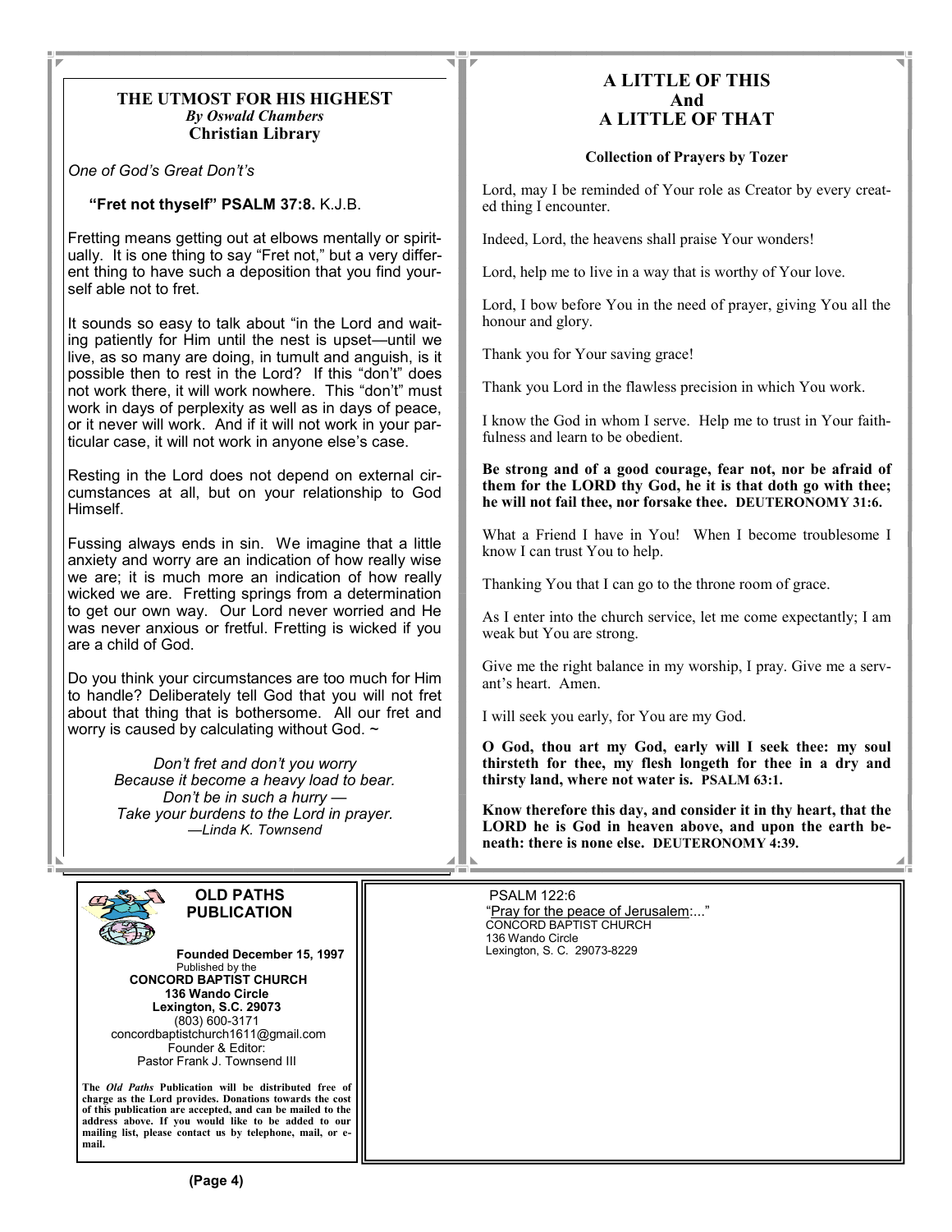## THE UTMOST FOR HIS HIGHEST

*By Oswald Chambers*

**Christian Library**

*One of God's Great Don't's*

**"Fret not thyself" PSALM 37:8.** K.J.B.

Fretting means getting out at elbows mentally or spiritually. It is one thing to say "Fret not," but a very different thing to have such a deposition that you find yourself able not to fret.

It sounds so easy to talk about "in the Lord and waiting patiently for Him until the nest is upset—until we live, as so many are doing, in tumult and anguish, is it possible then to rest in the Lord? If this "don't" does not work there, it will work nowhere. This "don't" must work in days of perplexity as well as in days of peace, or it never will work. And if it will not work in your particular case, it will not work in anyone else's case.

Resting in the Lord does not depend on external circumstances at all, but on your relationship to God Himself.

Fussing always ends in sin. We imagine that a little anxiety and worry are an indication of how really wise we are; it is much more an indication of how really wicked we are. Fretting springs from a determination to get our own way. Our Lord never worried and He was never anxious or fretful. Fretting is wicked if you are a child of God.

Do you think your circumstances are too much for Him to handle? Deliberately tell God that you will not fret about that thing that is bothersome. All our fret and worry is caused by calculating without God. ~

*Don't fret and don't you worry*
*Because it become a heavy load to bear.*
*Don't be in such a hurry —*
*Take your burdens to the Lord in prayer.*
*—Linda K. Townsend*

## A LITTLE OF THIS And A LITTLE OF THAT

**Collection of Prayers by Tozer**

Lord, may I be reminded of Your role as Creator by every created thing I encounter.

Indeed, Lord, the heavens shall praise Your wonders!

Lord, help me to live in a way that is worthy of Your love.

Lord, I bow before You in the need of prayer, giving You all the honour and glory.

Thank you for Your saving grace!

Thank you Lord in the flawless precision in which You work.

I know the God in whom I serve. Help me to trust in Your faithfulness and learn to be obedient.

**Be strong and of a good courage, fear not, nor be afraid of them for the LORD thy God, he it is that doth go with thee; he will not fail thee, nor forsake thee. DEUTERONOMY 31:6.**

What a Friend I have in You! When I become troublesome I know I can trust You to help.

Thanking You that I can go to the throne room of grace.

As I enter into the church service, let me come expectantly; I am weak but You are strong.

Give me the right balance in my worship, I pray. Give me a servant's heart. Amen.

I will seek you early, for You are my God.

**O God, thou art my God, early will I seek thee: my soul thirsteth for thee, my flesh longeth for thee in a dry and thirsty land, where not water is. PSALM 63:1.**

**Know therefore this day, and consider it in thy heart, that the LORD he is God in heaven above, and upon the earth beneath: there is none else. DEUTERONOMY 4:39.**

**OLD PATHS PUBLICATION**

**Founded December 15, 1997**
Published by the
**CONCORD BAPTIST CHURCH**
**136 Wando Circle**
**Lexington, S.C. 29073**
(803) 600-3171
concordbaptistchurch1611@gmail.com
Founder & Editor:
Pastor Frank J. Townsend III

**The *Old Paths* Publication will be distributed free of charge as the Lord provides. Donations towards the cost of this publication are accepted, and can be mailed to the address above. If you would like to be added to our mailing list, please contact us by telephone, mail, or e-mail.**

PSALM 122:6
"Pray for the peace of Jerusalem:..."
CONCORD BAPTIST CHURCH
136 Wando Circle
Lexington, S. C. 29073-8229